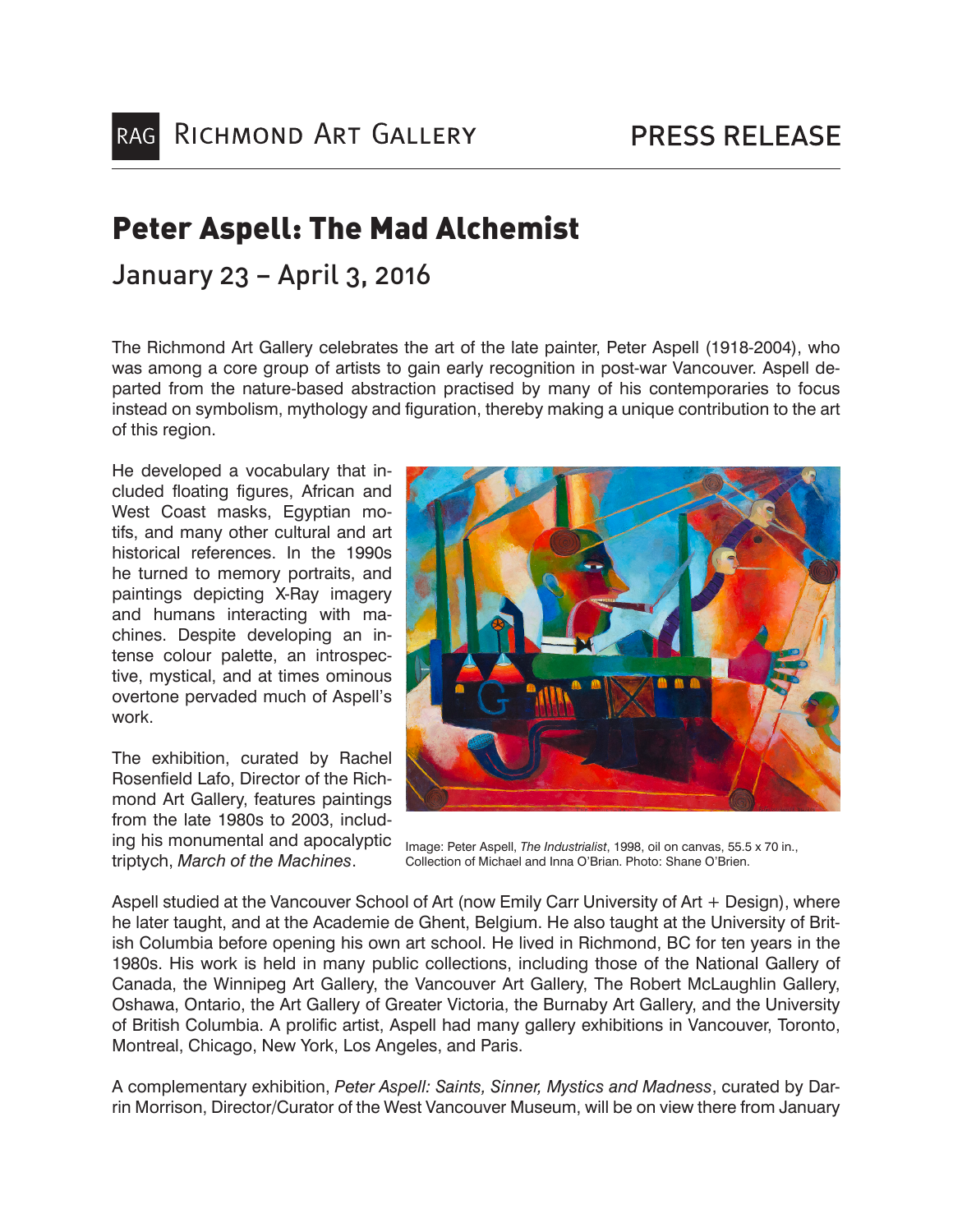RAG Richmond Art Gallery — PRESS RELEASE

# Peter Aspell: The Mad Alchemist

## January 23 – April 3, 2016

The Richmond Art Gallery celebrates the art of the late painter, Peter Aspell (1918-2004), who was among a core group of artists to gain early recognition in post-war Vancouver. Aspell departed from the nature-based abstraction practised by many of his contemporaries to focus instead on symbolism, mythology and figuration, thereby making a unique contribution to the art of this region.

He developed a vocabulary that included floating figures, African and West Coast masks, Egyptian motifs, and many other cultural and art historical references. In the 1990s he turned to memory portraits, and paintings depicting X-Ray imagery and humans interacting with machines. Despite developing an intense colour palette, an introspective, mystical, and at times ominous overtone pervaded much of Aspell's work.

The exhibition, curated by Rachel Rosenfield Lafo, Director of the Richmond Art Gallery, features paintings from the late 1980s to 2003, including his monumental and apocalyptic triptych, *March of the Machines*.

Image: Peter Aspell, *The Industrialist*, 1998, oil on canvas, 55.5 x 70 in., Collection of Michael and Inna O'Brian. Photo: Shane O'Brien.

Aspell studied at the Vancouver School of Art (now Emily Carr University of Art + Design), where he later taught, and at the Academie de Ghent, Belgium. He also taught at the University of British Columbia before opening his own art school. He lived in Richmond, BC for ten years in the 1980s. His work is held in many public collections, including those of the National Gallery of Canada, the Winnipeg Art Gallery, the Vancouver Art Gallery, The Robert McLaughlin Gallery, Oshawa, Ontario, the Art Gallery of Greater Victoria, the Burnaby Art Gallery, and the University of British Columbia. A prolific artist, Aspell had many gallery exhibitions in Vancouver, Toronto, Montreal, Chicago, New York, Los Angeles, and Paris.

A complementary exhibition, *Peter Aspell: Saints, Sinner, Mystics and Madness*, curated by Darrin Morrison, Director/Curator of the West Vancouver Museum, will be on view there from January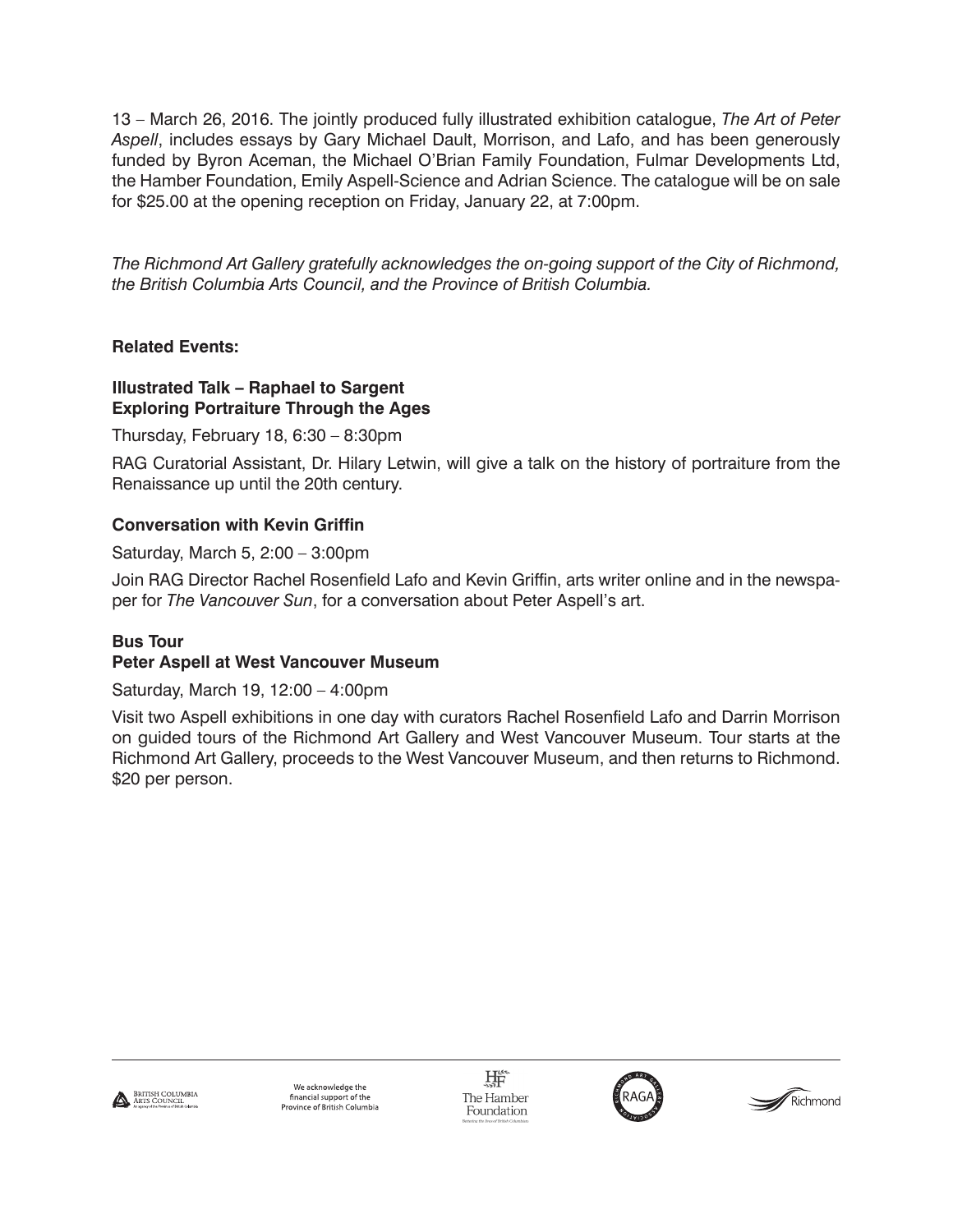13 – March 26, 2016. The jointly produced fully illustrated exhibition catalogue, *The Art of Peter Aspell*, includes essays by Gary Michael Dault, Morrison, and Lafo, and has been generously funded by Byron Aceman, the Michael O'Brian Family Foundation, Fulmar Developments Ltd, the Hamber Foundation, Emily Aspell-Science and Adrian Science. The catalogue will be on sale for $25.00 at the opening reception on Friday, January 22, at 7:00pm.

*The Richmond Art Gallery gratefully acknowledges the on-going support of the City of Richmond, the British Columbia Arts Council, and the Province of British Columbia.*

**Related Events:**

**Illustrated Talk – Raphael to Sargent**
**Exploring Portraiture Through the Ages**

Thursday, February 18, 6:30 – 8:30pm

RAG Curatorial Assistant, Dr. Hilary Letwin, will give a talk on the history of portraiture from the Renaissance up until the 20th century.

**Conversation with Kevin Griffin**

Saturday, March 5, 2:00 – 3:00pm

Join RAG Director Rachel Rosenfield Lafo and Kevin Griffin, arts writer online and in the newspaper for *The Vancouver Sun*, for a conversation about Peter Aspell's art.

**Bus Tour**
**Peter Aspell at West Vancouver Museum**

Saturday, March 19, 12:00 – 4:00pm

Visit two Aspell exhibitions in one day with curators Rachel Rosenfield Lafo and Darrin Morrison on guided tours of the Richmond Art Gallery and West Vancouver Museum. Tour starts at the Richmond Art Gallery, proceeds to the West Vancouver Museum, and then returns to Richmond. $20 per person.

British Columbia Arts Council

We acknowledge the financial support of the Province of British Columbia

The Hamber Foundation

RAGA

Richmond